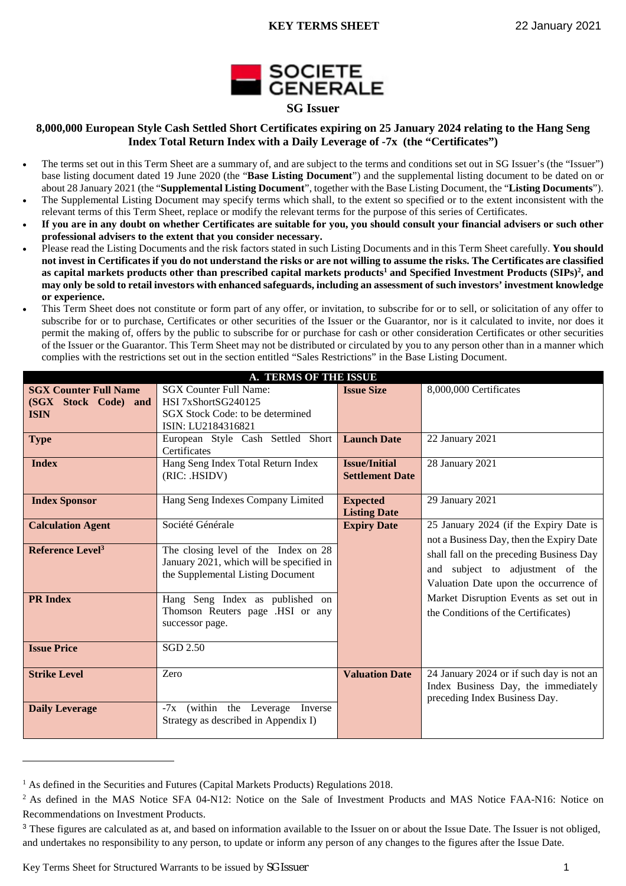**KEY TERMS SHEET** 22 January 2021

SOCIETE GENERALE

**SG Issuer**

**8,000,000 European Style Cash Settled Short Certificates expiring on 25 January 2024 relating to the Hang Seng Index Total Return Index with a Daily Leverage of -7x (the "Certificates")**

- The terms set out in this Term Sheet are a summary of, and are subject to the terms and conditions set out in SG Issuer's (the "Issuer") base listing document dated 19 June 2020 (the "**Base Listing Document**") and the supplemental listing document to be dated on or about 28 January 2021 (the "**Supplemental Listing Document**", together with the Base Listing Document, the "**Listing Documents**").
- The Supplemental Listing Document may specify terms which shall, to the extent so specified or to the extent inconsistent with the relevant terms of this Term Sheet, replace or modify the relevant terms for the purpose of this series of Certificates.
- **If you are in any doubt on whether Certificates are suitable for you, you should consult your financial advisers or such other professional advisers to the extent that you consider necessary.**
- Please read the Listing Documents and the risk factors stated in such Listing Documents and in this Term Sheet carefully. **You should not invest in Certificates if you do not understand the risks or are not willing to assume the risks. The Certificates are classified as capital markets products other than prescribed capital markets products[1] and Specified Investment Products (SIPs)[2], and may only be sold to retail investors with enhanced safeguards, including an assessment of such investors' investment knowledge or experience.**
- This Term Sheet does not constitute or form part of any offer, or invitation, to subscribe for or to sell, or solicitation of any offer to subscribe for or to purchase, Certificates or other securities of the Issuer or the Guarantor, nor is it calculated to invite, nor does it permit the making of, offers by the public to subscribe for or purchase for cash or other consideration Certificates or other securities of the Issuer or the Guarantor. This Term Sheet may not be distributed or circulated by you to any person other than in a manner which complies with the restrictions set out in the section entitled "Sales Restrictions" in the Base Listing Document.

| **A. TERMS OF THE ISSUE** | | | |
|---|---|---|---|
| **SGX Counter Full Name (SGX Stock Code) and ISIN** | SGX Counter Full Name: HSI 7xShortSG240125<br>SGX Stock Code: to be determined<br>ISIN: LU2184316821 | **Issue Size** | 8,000,000 Certificates |
| **Type** | European Style Cash Settled Short Certificates | **Launch Date** | 22 January 2021 |
| **Index** | Hang Seng Index Total Return Index (RIC: .HSIDV) | **Issue/Initial Settlement Date** | 28 January 2021 |
| **Index Sponsor** | Hang Seng Indexes Company Limited | **Expected Listing Date** | 29 January 2021 |
| **Calculation Agent** | Société Générale | **Expiry Date** | 25 January 2024 (if the Expiry Date is not a Business Day, then the Expiry Date shall fall on the preceding Business Day and subject to adjustment of the Valuation Date upon the occurrence of Market Disruption Events as set out in the Conditions of the Certificates) |
| **Reference Level[3]** | The closing level of the Index on 28 January 2021, which will be specified in the Supplemental Listing Document | | |
| **PR Index** | Hang Seng Index as published on Thomson Reuters page .HSI or any successor page. | | |
| **Issue Price** | SGD 2.50 | | |
| **Strike Level** | Zero | **Valuation Date** | 24 January 2024 or if such day is not an Index Business Day, the immediately preceding Index Business Day. |
| **Daily Leverage** | -7x (within the Leverage Inverse Strategy as described in Appendix I) | | |

[1] As defined in the Securities and Futures (Capital Markets Products) Regulations 2018.

[2] As defined in the MAS Notice SFA 04-N12: Notice on the Sale of Investment Products and MAS Notice FAA-N16: Notice on Recommendations on Investment Products.

[3] These figures are calculated as at, and based on information available to the Issuer on or about the Issue Date. The Issuer is not obliged, and undertakes no responsibility to any person, to update or inform any person of any changes to the figures after the Issue Date.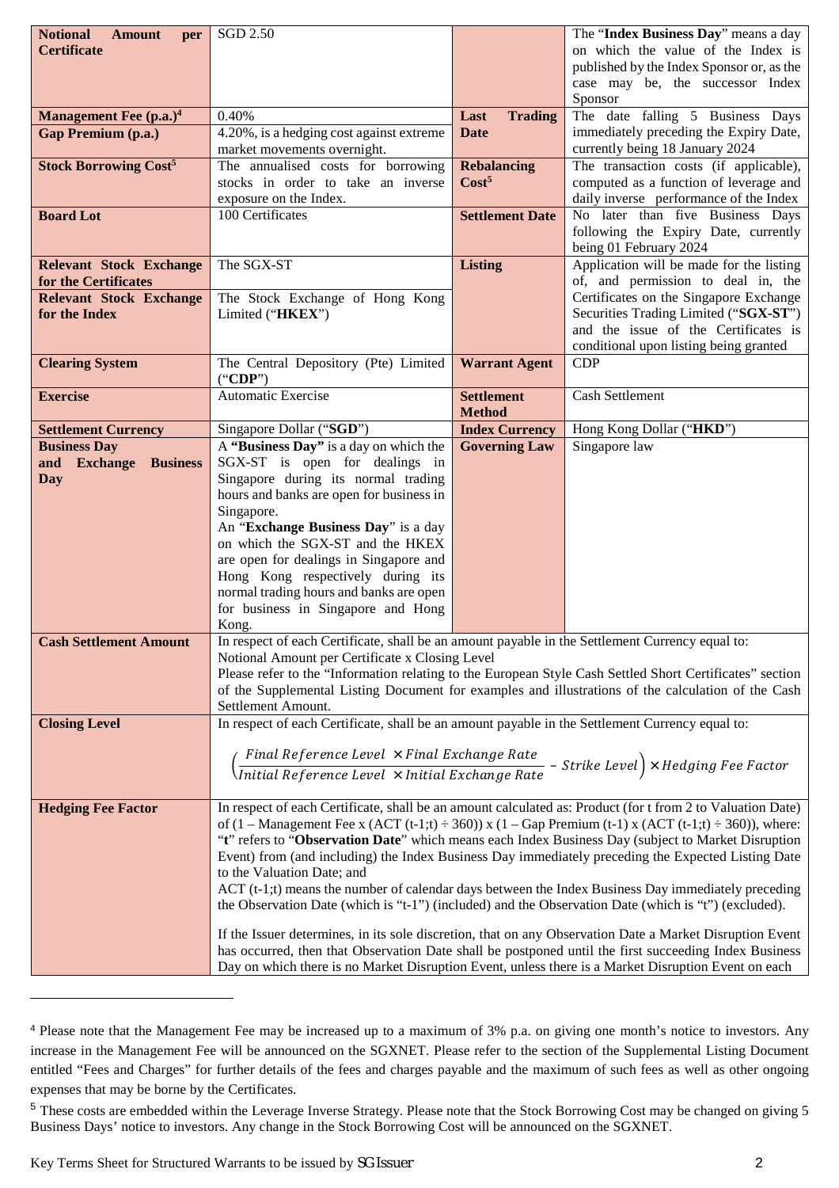| | | | |
|---|---|---|---|
| **Notional Amount per Certificate** | SGD 2.50 | | The "**Index Business Day**" means a day on which the value of the Index is published by the Index Sponsor or, as the case may be, the successor Index Sponsor |
| **Management Fee (p.a.)**[4] | 0.40% | **Last Trading Date** | The date falling 5 Business Days immediately preceding the Expiry Date, currently being 18 January 2024 |
| **Gap Premium (p.a.)** | 4.20%, is a hedging cost against extreme market movements overnight. | | |
| **Stock Borrowing Cost**[5] | The annualised costs for borrowing stocks in order to take an inverse exposure on the Index. | **Rebalancing Cost**[5] | The transaction costs (if applicable), computed as a function of leverage and daily inverse performance of the Index |
| **Board Lot** | 100 Certificates | **Settlement Date** | No later than five Business Days following the Expiry Date, currently being 01 February 2024 |
| **Relevant Stock Exchange for the Certificates** | The SGX-ST | **Listing** | Application will be made for the listing of, and permission to deal in, the Certificates on the Singapore Exchange Securities Trading Limited ("**SGX-ST**") and the issue of the Certificates is conditional upon listing being granted |
| **Relevant Stock Exchange for the Index** | The Stock Exchange of Hong Kong Limited ("**HKEX**") | | |
| **Clearing System** | The Central Depository (Pte) Limited ("**CDP**") | **Warrant Agent** | CDP |
| **Exercise** | Automatic Exercise | **Settlement Method** | Cash Settlement |
| **Settlement Currency** | Singapore Dollar ("**SGD**") | **Index Currency** | Hong Kong Dollar ("**HKD**") |
| **Business Day and Exchange Business Day** | A **"Business Day"** is a day on which the SGX-ST is open for dealings in Singapore during its normal trading hours and banks are open for business in Singapore. An "**Exchange Business Day**" is a day on which the SGX-ST and the HKEX are open for dealings in Singapore and Hong Kong respectively during its normal trading hours and banks are open for business in Singapore and Hong Kong. | **Governing Law** | Singapore law |
| **Cash Settlement Amount** | In respect of each Certificate, shall be an amount payable in the Settlement Currency equal to: Notional Amount per Certificate x Closing Level. Please refer to the "Information relating to the European Style Cash Settled Short Certificates" section of the Supplemental Listing Document for examples and illustrations of the calculation of the Cash Settlement Amount. | | |
| **Closing Level** | In respect of each Certificate, shall be an amount payable in the Settlement Currency equal to: $\left(\frac{Final\ Reference\ Level\ \times Final\ Exchange\ Rate}{Initial\ Reference\ Level\ \times Initial\ Exchange\ Rate} - Strike\ Level\right) \times Hedging\ Fee\ Factor$ | | |
| **Hedging Fee Factor** | In respect of each Certificate, shall be an amount calculated as: Product (for t from 2 to Valuation Date) of (1 – Management Fee x (ACT (t-1;t) ÷ 360)) x (1 – Gap Premium (t-1) x (ACT (t-1;t) ÷ 360)), where: "**t**" refers to "**Observation Date**" which means each Index Business Day (subject to Market Disruption Event) from (and including) the Index Business Day immediately preceding the Expected Listing Date to the Valuation Date; and ACT (t-1;t) means the number of calendar days between the Index Business Day immediately preceding the Observation Date (which is "t-1") (included) and the Observation Date (which is "t") (excluded). If the Issuer determines, in its sole discretion, that on any Observation Date a Market Disruption Event has occurred, then that Observation Date shall be postponed until the first succeeding Index Business Day on which there is no Market Disruption Event, unless there is a Market Disruption Event on each | | |

[4] Please note that the Management Fee may be increased up to a maximum of 3% p.a. on giving one month's notice to investors. Any increase in the Management Fee will be announced on the SGXNET. Please refer to the section of the Supplemental Listing Document entitled "Fees and Charges" for further details of the fees and charges payable and the maximum of such fees as well as other ongoing expenses that may be borne by the Certificates.

[5] These costs are embedded within the Leverage Inverse Strategy. Please note that the Stock Borrowing Cost may be changed on giving 5 Business Days' notice to investors. Any change in the Stock Borrowing Cost will be announced on the SGXNET.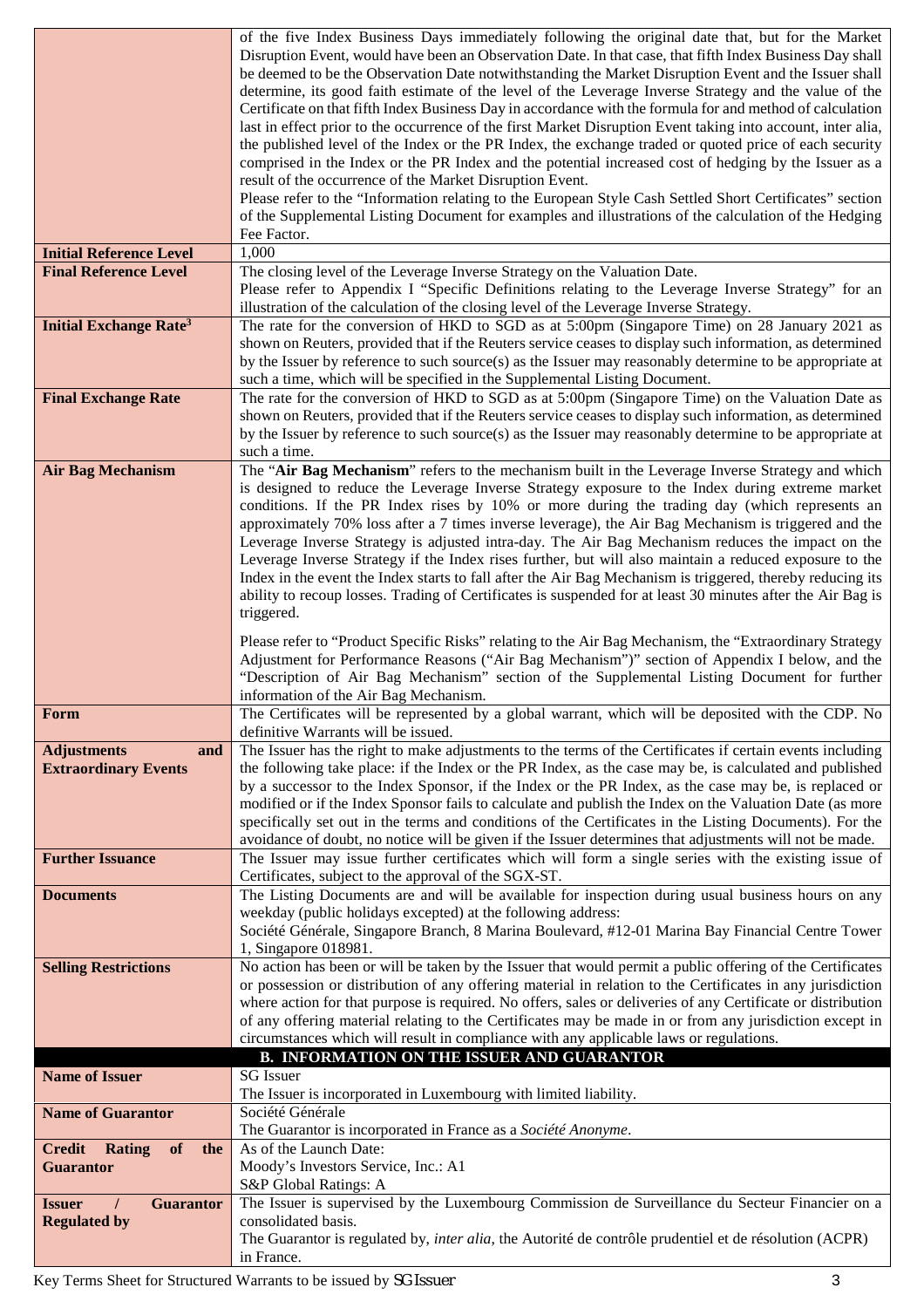| | |
|---|---|
| | of the five Index Business Days immediately following the original date that, but for the Market Disruption Event, would have been an Observation Date. In that case, that fifth Index Business Day shall be deemed to be the Observation Date notwithstanding the Market Disruption Event and the Issuer shall determine, its good faith estimate of the level of the Leverage Inverse Strategy and the value of the Certificate on that fifth Index Business Day in accordance with the formula for and method of calculation last in effect prior to the occurrence of the first Market Disruption Event taking into account, inter alia, the published level of the Index or the PR Index, the exchange traded or quoted price of each security comprised in the Index or the PR Index and the potential increased cost of hedging by the Issuer as a result of the occurrence of the Market Disruption Event.<br>Please refer to the "Information relating to the European Style Cash Settled Short Certificates" section of the Supplemental Listing Document for examples and illustrations of the calculation of the Hedging Fee Factor. |
| **Initial Reference Level** | 1,000 |
| **Final Reference Level** | The closing level of the Leverage Inverse Strategy on the Valuation Date.<br>Please refer to Appendix I "Specific Definitions relating to the Leverage Inverse Strategy" for an illustration of the calculation of the closing level of the Leverage Inverse Strategy. |
| **Initial Exchange Rate[3]** | The rate for the conversion of HKD to SGD as at 5:00pm (Singapore Time) on 28 January 2021 as shown on Reuters, provided that if the Reuters service ceases to display such information, as determined by the Issuer by reference to such source(s) as the Issuer may reasonably determine to be appropriate at such a time, which will be specified in the Supplemental Listing Document. |
| **Final Exchange Rate** | The rate for the conversion of HKD to SGD as at 5:00pm (Singapore Time) on the Valuation Date as shown on Reuters, provided that if the Reuters service ceases to display such information, as determined by the Issuer by reference to such source(s) as the Issuer may reasonably determine to be appropriate at such a time. |
| **Air Bag Mechanism** | The "**Air Bag Mechanism**" refers to the mechanism built in the Leverage Inverse Strategy and which is designed to reduce the Leverage Inverse Strategy exposure to the Index during extreme market conditions. If the PR Index rises by 10% or more during the trading day (which represents an approximately 70% loss after a 7 times inverse leverage), the Air Bag Mechanism is triggered and the Leverage Inverse Strategy is adjusted intra-day. The Air Bag Mechanism reduces the impact on the Leverage Inverse Strategy if the Index rises further, but will also maintain a reduced exposure to the Index in the event the Index starts to fall after the Air Bag Mechanism is triggered, thereby reducing its ability to recoup losses. Trading of Certificates is suspended for at least 30 minutes after the Air Bag is triggered.<br><br>Please refer to "Product Specific Risks" relating to the Air Bag Mechanism, the "Extraordinary Strategy Adjustment for Performance Reasons ("Air Bag Mechanism")" section of Appendix I below, and the "Description of Air Bag Mechanism" section of the Supplemental Listing Document for further information of the Air Bag Mechanism. |
| **Form** | The Certificates will be represented by a global warrant, which will be deposited with the CDP. No definitive Warrants will be issued. |
| **Adjustments and Extraordinary Events** | The Issuer has the right to make adjustments to the terms of the Certificates if certain events including the following take place: if the Index or the PR Index, as the case may be, is calculated and published by a successor to the Index Sponsor, if the Index or the PR Index, as the case may be, is replaced or modified or if the Index Sponsor fails to calculate and publish the Index on the Valuation Date (as more specifically set out in the terms and conditions of the Certificates in the Listing Documents). For the avoidance of doubt, no notice will be given if the Issuer determines that adjustments will not be made. |
| **Further Issuance** | The Issuer may issue further certificates which will form a single series with the existing issue of Certificates, subject to the approval of the SGX-ST. |
| **Documents** | The Listing Documents are and will be available for inspection during usual business hours on any weekday (public holidays excepted) at the following address:<br>Société Générale, Singapore Branch, 8 Marina Boulevard, #12-01 Marina Bay Financial Centre Tower 1, Singapore 018981. |
| **Selling Restrictions** | No action has been or will be taken by the Issuer that would permit a public offering of the Certificates or possession or distribution of any offering material in relation to the Certificates in any jurisdiction where action for that purpose is required. No offers, sales or deliveries of any Certificate or distribution of any offering material relating to the Certificates may be made in or from any jurisdiction except in circumstances which will result in compliance with any applicable laws or regulations. |
| | **B. INFORMATION ON THE ISSUER AND GUARANTOR** |
| **Name of Issuer** | SG Issuer<br>The Issuer is incorporated in Luxembourg with limited liability. |
| **Name of Guarantor** | Société Générale<br>The Guarantor is incorporated in France as a *Société Anonyme*. |
| **Credit Rating of the Guarantor** | As of the Launch Date:<br>Moody's Investors Service, Inc.: A1<br>S&P Global Ratings: A |
| **Issuer / Guarantor Regulated by** | The Issuer is supervised by the Luxembourg Commission de Surveillance du Secteur Financier on a consolidated basis.<br>The Guarantor is regulated by, *inter alia*, the Autorité de contrôle prudentiel et de résolution (ACPR) in France. |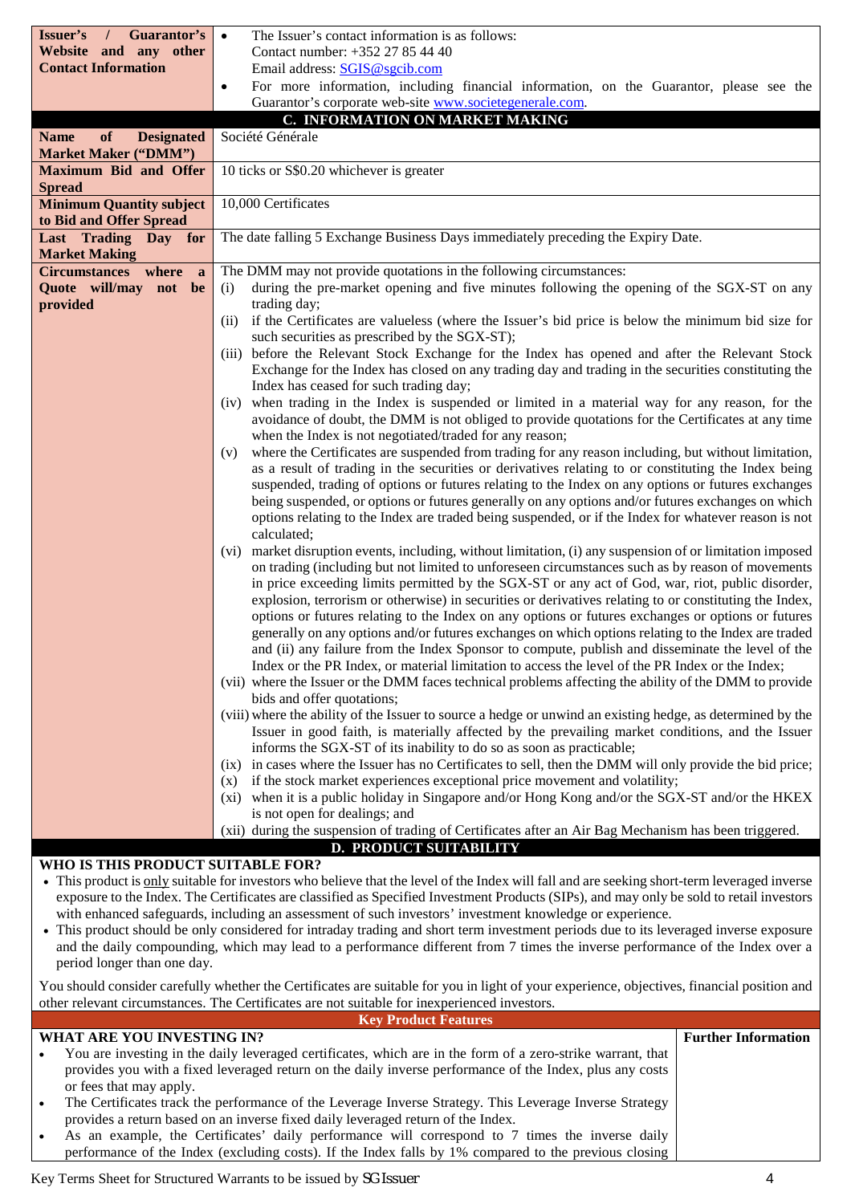| | |
|---|---|
| **Issuer's / Guarantor's Website and any other Contact Information** | • The Issuer's contact information is as follows: Contact number: +352 27 85 44 40 Email address: SGIS@sgcib.com<br>• For more information, including financial information, on the Guarantor, please see the Guarantor's corporate web-site www.societegenerale.com. |

**C. INFORMATION ON MARKET MAKING**

| | |
|---|---|
| **Name of Designated Market Maker ("DMM")** | Société Générale |
| **Maximum Bid and Offer Spread** | 10 ticks or S$0.20 whichever is greater |
| **Minimum Quantity subject to Bid and Offer Spread** | 10,000 Certificates |
| **Last Trading Day for Market Making** | The date falling 5 Exchange Business Days immediately preceding the Expiry Date. |
| **Circumstances where a Quote will/may not be provided** | The DMM may not provide quotations in the following circumstances:<br>(i) during the pre-market opening and five minutes following the opening of the SGX-ST on any trading day;<br>(ii) if the Certificates are valueless (where the Issuer's bid price is below the minimum bid size for such securities as prescribed by the SGX-ST);<br>(iii) before the Relevant Stock Exchange for the Index has opened and after the Relevant Stock Exchange for the Index has closed on any trading day and trading in the securities constituting the Index has ceased for such trading day;<br>(iv) when trading in the Index is suspended or limited in a material way for any reason, for the avoidance of doubt, the DMM is not obliged to provide quotations for the Certificates at any time when the Index is not negotiated/traded for any reason;<br>(v) where the Certificates are suspended from trading for any reason including, but without limitation, as a result of trading in the securities or derivatives relating to or constituting the Index being suspended, trading of options or futures relating to the Index on any options or futures exchanges being suspended, or options or futures generally on any options and/or futures exchanges on which options relating to the Index are traded being suspended, or if the Index for whatever reason is not calculated;<br>(vi) market disruption events, including, without limitation, (i) any suspension of or limitation imposed on trading (including but not limited to unforeseen circumstances such as by reason of movements in price exceeding limits permitted by the SGX-ST or any act of God, war, riot, public disorder, explosion, terrorism or otherwise) in securities or derivatives relating to or constituting the Index, options or futures relating to the Index on any options or futures exchanges or options or futures generally on any options and/or futures exchanges on which options relating to the Index are traded and (ii) any failure from the Index Sponsor to compute, publish and disseminate the level of the Index or the PR Index, or material limitation to access the level of the PR Index or the Index;<br>(vii) where the Issuer or the DMM faces technical problems affecting the ability of the DMM to provide bids and offer quotations;<br>(viii) where the ability of the Issuer to source a hedge or unwind an existing hedge, as determined by the Issuer in good faith, is materially affected by the prevailing market conditions, and the Issuer informs the SGX-ST of its inability to do so as soon as practicable;<br>(ix) in cases where the Issuer has no Certificates to sell, then the DMM will only provide the bid price;<br>(x) if the stock market experiences exceptional price movement and volatility;<br>(xi) when it is a public holiday in Singapore and/or Hong Kong and/or the SGX-ST and/or the HKEX is not open for dealings; and<br>(xii) during the suspension of trading of Certificates after an Air Bag Mechanism has been triggered. |

**D. PRODUCT SUITABILITY**

**WHO IS THIS PRODUCT SUITABLE FOR?**

- This product is only suitable for investors who believe that the level of the Index will fall and are seeking short-term leveraged inverse exposure to the Index. The Certificates are classified as Specified Investment Products (SIPs), and may only be sold to retail investors with enhanced safeguards, including an assessment of such investors' investment knowledge or experience.
- This product should be only considered for intraday trading and short term investment periods due to its leveraged inverse exposure and the daily compounding, which may lead to a performance different from 7 times the inverse performance of the Index over a period longer than one day.

You should consider carefully whether the Certificates are suitable for you in light of your experience, objectives, financial position and other relevant circumstances. The Certificates are not suitable for inexperienced investors.

**Key Product Features**

| **WHAT ARE YOU INVESTING IN?** | **Further Information** |
|---|---|
| • You are investing in the daily leveraged certificates, which are in the form of a zero-strike warrant, that provides you with a fixed leveraged return on the daily inverse performance of the Index, plus any costs or fees that may apply.<br>• The Certificates track the performance of the Leverage Inverse Strategy. This Leverage Inverse Strategy provides a return based on an inverse fixed daily leveraged return of the Index.<br>• As an example, the Certificates' daily performance will correspond to 7 times the inverse daily performance of the Index (excluding costs). If the Index falls by 1% compared to the previous closing | |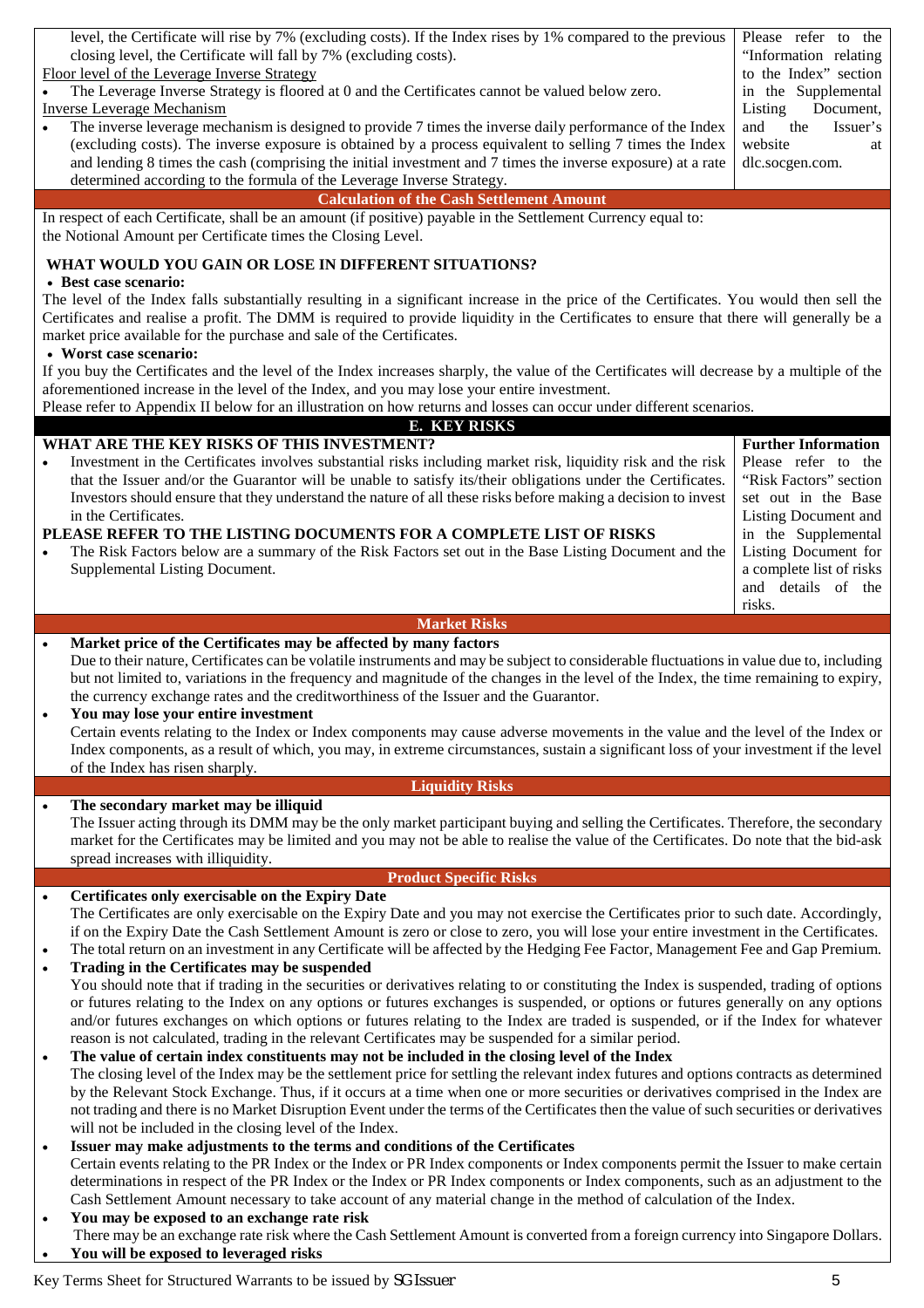| | |
|---|---|
| level, the Certificate will rise by 7% (excluding costs). If the Index rises by 1% compared to the previous closing level, the Certificate will fall by 7% (excluding costs).<br>Floor level of the Leverage Inverse Strategy<br>• The Leverage Inverse Strategy is floored at 0 and the Certificates cannot be valued below zero.<br>Inverse Leverage Mechanism<br>• The inverse leverage mechanism is designed to provide 7 times the inverse daily performance of the Index (excluding costs). The inverse exposure is obtained by a process equivalent to selling 7 times the Index and lending 8 times the cash (comprising the initial investment and 7 times the inverse exposure) at a rate determined according to the formula of the Leverage Inverse Strategy. | Please refer to the "Information relating to the Index" section in the Supplemental Listing Document, and the Issuer's website at dlc.socgen.com. |

**Calculation of the Cash Settlement Amount**

In respect of each Certificate, shall be an amount (if positive) payable in the Settlement Currency equal to:
the Notional Amount per Certificate times the Closing Level.

**WHAT WOULD YOU GAIN OR LOSE IN DIFFERENT SITUATIONS?**

- **Best case scenario:**

The level of the Index falls substantially resulting in a significant increase in the price of the Certificates. You would then sell the Certificates and realise a profit. The DMM is required to provide liquidity in the Certificates to ensure that there will generally be a market price available for the purchase and sale of the Certificates.

- **Worst case scenario:**

If you buy the Certificates and the level of the Index increases sharply, the value of the Certificates will decrease by a multiple of the aforementioned increase in the level of the Index, and you may lose your entire investment.
Please refer to Appendix II below for an illustration on how returns and losses can occur under different scenarios.

## E. KEY RISKS

| WHAT ARE THE KEY RISKS OF THIS INVESTMENT? | Further Information |
|---|---|
| • Investment in the Certificates involves substantial risks including market risk, liquidity risk and the risk that the Issuer and/or the Guarantor will be unable to satisfy its/their obligations under the Certificates. Investors should ensure that they understand the nature of all these risks before making a decision to invest in the Certificates.<br>**PLEASE REFER TO THE LISTING DOCUMENTS FOR A COMPLETE LIST OF RISKS**<br>• The Risk Factors below are a summary of the Risk Factors set out in the Base Listing Document and the Supplemental Listing Document. | Please refer to the "Risk Factors" section set out in the Base Listing Document and in the Supplemental Listing Document for a complete list of risks and details of the risks. |

**Market Risks**

- **Market price of the Certificates may be affected by many factors**
  Due to their nature, Certificates can be volatile instruments and may be subject to considerable fluctuations in value due to, including but not limited to, variations in the frequency and magnitude of the changes in the level of the Index, the time remaining to expiry, the currency exchange rates and the creditworthiness of the Issuer and the Guarantor.
- **You may lose your entire investment**
  Certain events relating to the Index or Index components may cause adverse movements in the value and the level of the Index or Index components, as a result of which, you may, in extreme circumstances, sustain a significant loss of your investment if the level of the Index has risen sharply.

**Liquidity Risks**

- **The secondary market may be illiquid**
  The Issuer acting through its DMM may be the only market participant buying and selling the Certificates. Therefore, the secondary market for the Certificates may be limited and you may not be able to realise the value of the Certificates. Do note that the bid-ask spread increases with illiquidity.

**Product Specific Risks**

- **Certificates only exercisable on the Expiry Date**
  The Certificates are only exercisable on the Expiry Date and you may not exercise the Certificates prior to such date. Accordingly, if on the Expiry Date the Cash Settlement Amount is zero or close to zero, you will lose your entire investment in the Certificates.
- The total return on an investment in any Certificate will be affected by the Hedging Fee Factor, Management Fee and Gap Premium.
- **Trading in the Certificates may be suspended**
  You should note that if trading in the securities or derivatives relating to or constituting the Index is suspended, trading of options or futures relating to the Index on any options or futures exchanges is suspended, or options or futures generally on any options and/or futures exchanges on which options or futures relating to the Index are traded is suspended, or if the Index for whatever reason is not calculated, trading in the relevant Certificates may be suspended for a similar period.
- **The value of certain index constituents may not be included in the closing level of the Index**
  The closing level of the Index may be the settlement price for settling the relevant index futures and options contracts as determined by the Relevant Stock Exchange. Thus, if it occurs at a time when one or more securities or derivatives comprised in the Index are not trading and there is no Market Disruption Event under the terms of the Certificates then the value of such securities or derivatives will not be included in the closing level of the Index.
- **Issuer may make adjustments to the terms and conditions of the Certificates**
  Certain events relating to the PR Index or the Index or PR Index components or Index components permit the Issuer to make certain determinations in respect of the PR Index or the Index or PR Index components or Index components, such as an adjustment to the Cash Settlement Amount necessary to take account of any material change in the method of calculation of the Index.
- **You may be exposed to an exchange rate risk**
  There may be an exchange rate risk where the Cash Settlement Amount is converted from a foreign currency into Singapore Dollars.
- **You will be exposed to leveraged risks**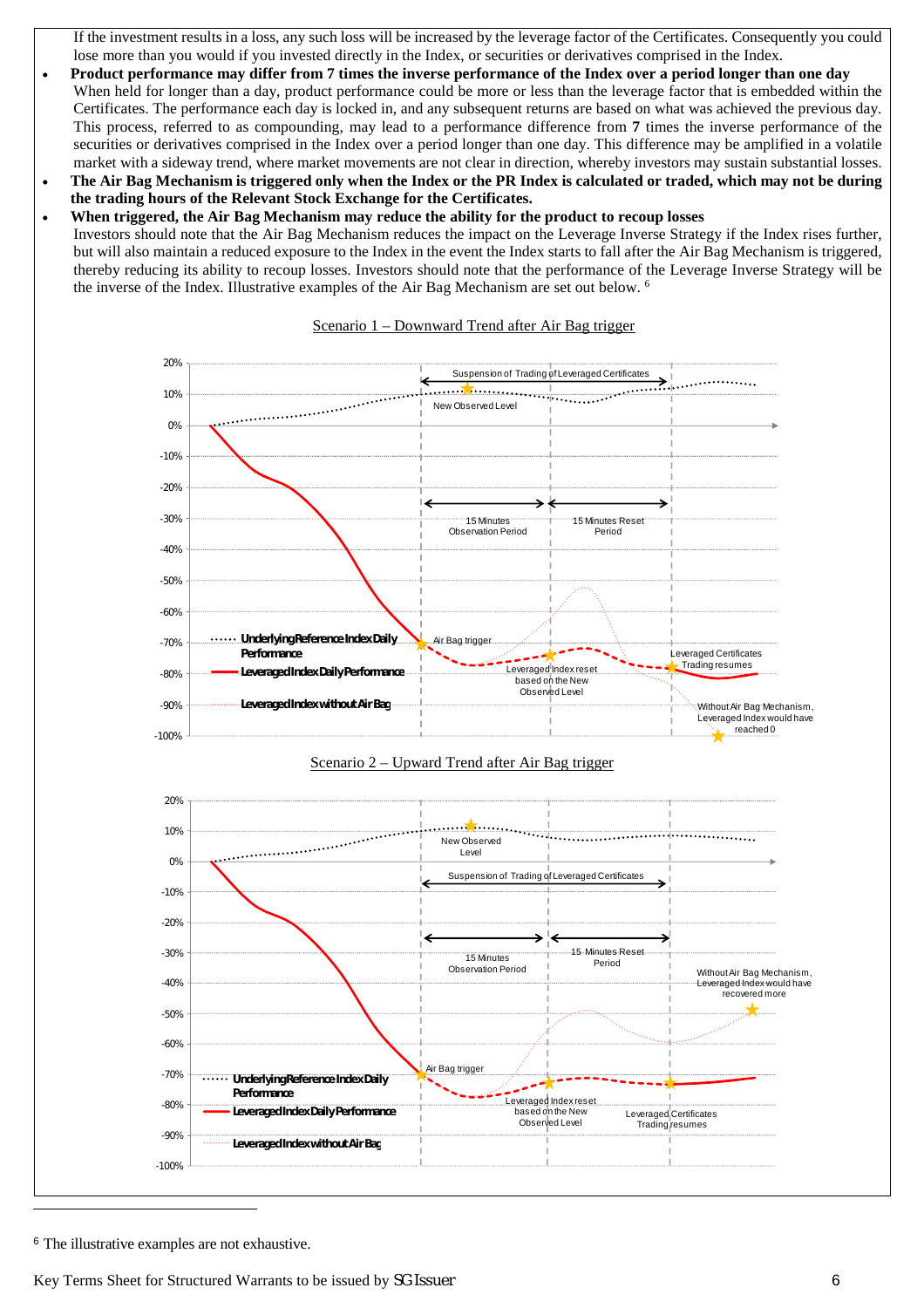If the investment results in a loss, any such loss will be increased by the leverage factor of the Certificates. Consequently you could lose more than you would if you invested directly in the Index, or securities or derivatives comprised in the Index.

- **Product performance may differ from 7 times the inverse performance of the Index over a period longer than one day**
  When held for longer than a day, product performance could be more or less than the leverage factor that is embedded within the Certificates. The performance each day is locked in, and any subsequent returns are based on what was achieved the previous day. This process, referred to as compounding, may lead to a performance difference from **7** times the inverse performance of the securities or derivatives comprised in the Index over a period longer than one day. This difference may be amplified in a volatile market with a sideway trend, where market movements are not clear in direction, whereby investors may sustain substantial losses.
- **The Air Bag Mechanism is triggered only when the Index or the PR Index is calculated or traded, which may not be during the trading hours of the Relevant Stock Exchange for the Certificates.**
- **When triggered, the Air Bag Mechanism may reduce the ability for the product to recoup losses**
  Investors should note that the Air Bag Mechanism reduces the impact on the Leverage Inverse Strategy if the Index rises further, but will also maintain a reduced exposure to the Index in the event the Index starts to fall after the Air Bag Mechanism is triggered, thereby reducing its ability to recoup losses. Investors should note that the performance of the Leverage Inverse Strategy will be the inverse of the Index. Illustrative examples of the Air Bag Mechanism are set out below. [6]

Scenario 1 – Downward Trend after Air Bag trigger

Scenario 2 – Upward Trend after Air Bag trigger

[6] The illustrative examples are not exhaustive.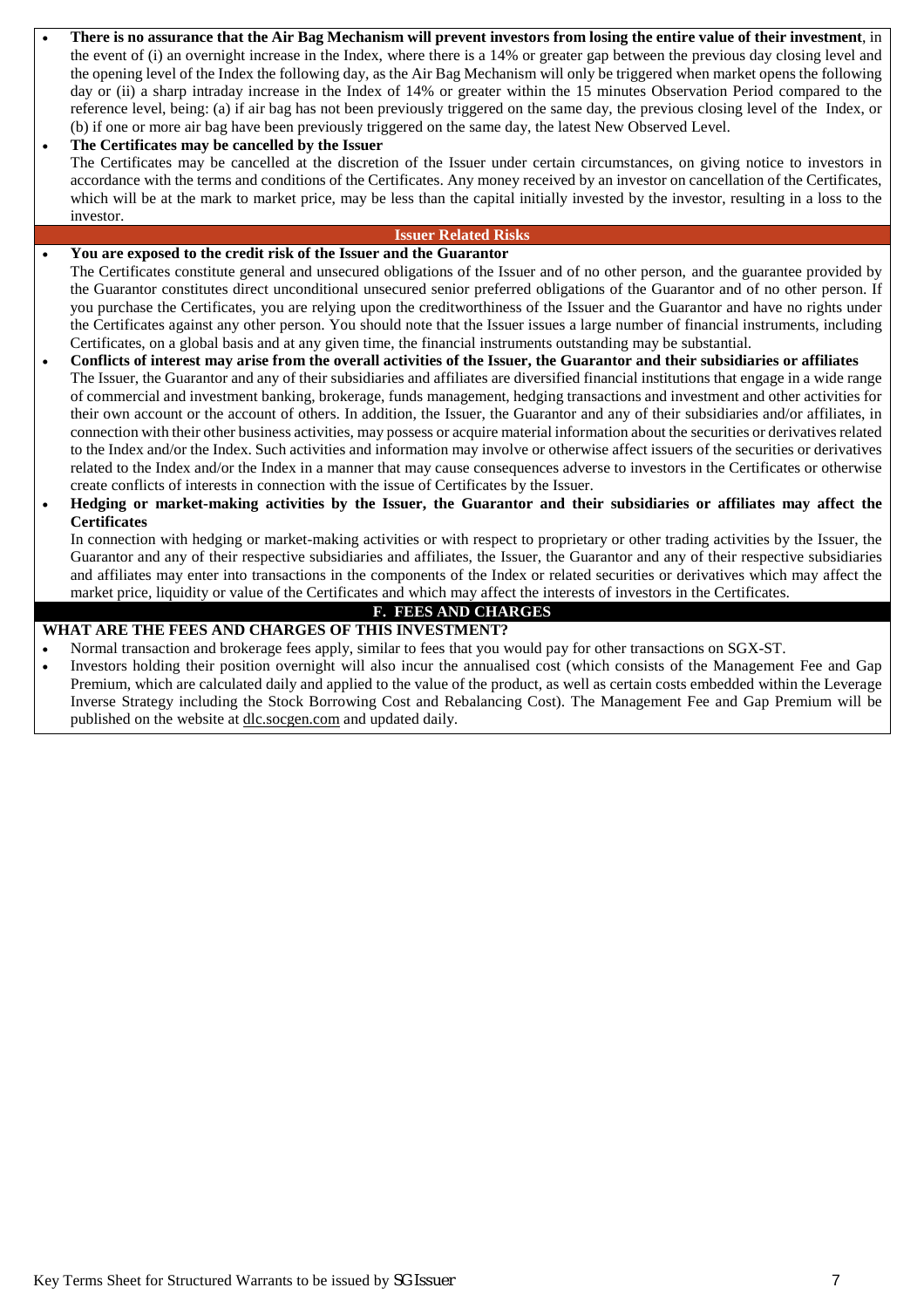- **There is no assurance that the Air Bag Mechanism will prevent investors from losing the entire value of their investment**, in the event of (i) an overnight increase in the Index, where there is a 14% or greater gap between the previous day closing level and the opening level of the Index the following day, as the Air Bag Mechanism will only be triggered when market opens the following day or (ii) a sharp intraday increase in the Index of 14% or greater within the 15 minutes Observation Period compared to the reference level, being: (a) if air bag has not been previously triggered on the same day, the previous closing level of the Index, or (b) if one or more air bag have been previously triggered on the same day, the latest New Observed Level.
- **The Certificates may be cancelled by the Issuer**
  The Certificates may be cancelled at the discretion of the Issuer under certain circumstances, on giving notice to investors in accordance with the terms and conditions of the Certificates. Any money received by an investor on cancellation of the Certificates, which will be at the mark to market price, may be less than the capital initially invested by the investor, resulting in a loss to the investor.

**Issuer Related Risks**

- **You are exposed to the credit risk of the Issuer and the Guarantor**
  The Certificates constitute general and unsecured obligations of the Issuer and of no other person, and the guarantee provided by the Guarantor constitutes direct unconditional unsecured senior preferred obligations of the Guarantor and of no other person. If you purchase the Certificates, you are relying upon the creditworthiness of the Issuer and the Guarantor and have no rights under the Certificates against any other person. You should note that the Issuer issues a large number of financial instruments, including Certificates, on a global basis and at any given time, the financial instruments outstanding may be substantial.
- **Conflicts of interest may arise from the overall activities of the Issuer, the Guarantor and their subsidiaries or affiliates**
  The Issuer, the Guarantor and any of their subsidiaries and affiliates are diversified financial institutions that engage in a wide range of commercial and investment banking, brokerage, funds management, hedging transactions and investment and other activities for their own account or the account of others. In addition, the Issuer, the Guarantor and any of their subsidiaries and/or affiliates, in connection with their other business activities, may possess or acquire material information about the securities or derivatives related to the Index and/or the Index. Such activities and information may involve or otherwise affect issuers of the securities or derivatives related to the Index and/or the Index in a manner that may cause consequences adverse to investors in the Certificates or otherwise create conflicts of interests in connection with the issue of Certificates by the Issuer.
- **Hedging or market-making activities by the Issuer, the Guarantor and their subsidiaries or affiliates may affect the Certificates**
  In connection with hedging or market-making activities or with respect to proprietary or other trading activities by the Issuer, the Guarantor and any of their respective subsidiaries and affiliates, the Issuer, the Guarantor and any of their respective subsidiaries and affiliates may enter into transactions in the components of the Index or related securities or derivatives which may affect the market price, liquidity or value of the Certificates and which may affect the interests of investors in the Certificates.

## F. FEES AND CHARGES

**WHAT ARE THE FEES AND CHARGES OF THIS INVESTMENT?**

- Normal transaction and brokerage fees apply, similar to fees that you would pay for other transactions on SGX-ST.
- Investors holding their position overnight will also incur the annualised cost (which consists of the Management Fee and Gap Premium, which are calculated daily and applied to the value of the product, as well as certain costs embedded within the Leverage Inverse Strategy including the Stock Borrowing Cost and Rebalancing Cost). The Management Fee and Gap Premium will be published on the website at dlc.socgen.com and updated daily.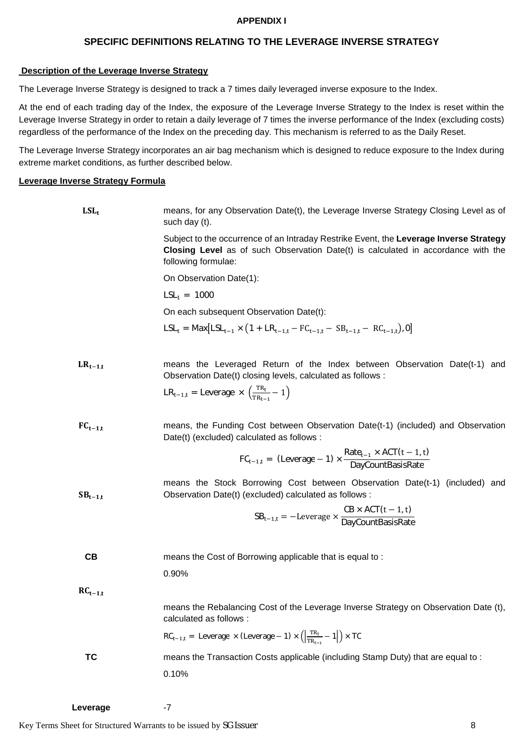**APPENDIX I**

## SPECIFIC DEFINITIONS RELATING TO THE LEVERAGE INVERSE STRATEGY

**Description of the Leverage Inverse Strategy**

The Leverage Inverse Strategy is designed to track a 7 times daily leveraged inverse exposure to the Index.

At the end of each trading day of the Index, the exposure of the Leverage Inverse Strategy to the Index is reset within the Leverage Inverse Strategy in order to retain a daily leverage of 7 times the inverse performance of the Index (excluding costs) regardless of the performance of the Index on the preceding day. This mechanism is referred to as the Daily Reset.

The Leverage Inverse Strategy incorporates an air bag mechanism which is designed to reduce exposure to the Index during extreme market conditions, as further described below.

**Leverage Inverse Strategy Formula**

$\mathbf{LSL_t}$ means, for any Observation Date(t), the Leverage Inverse Strategy Closing Level as of such day (t).

Subject to the occurrence of an Intraday Restrike Event, the **Leverage Inverse Strategy Closing Level** as of such Observation Date(t) is calculated in accordance with the following formulae:

On Observation Date(1):

$LSL_1 = 1000$

On each subsequent Observation Date(t):

$$LSL_t = Max\left[LSL_{t-1} \times \left(1 + LR_{t-1,t} - FC_{t-1,t} - SB_{t-1,t} - RC_{t-1,t}\right), 0\right]$$

$\mathbf{LR_{t-1,t}}$ means the Leveraged Return of the Index between Observation Date(t-1) and Observation Date(t) closing levels, calculated as follows :

$$LR_{t-1,t} = Leverage \times \left(\frac{TR_t}{TR_{t-1}} - 1\right)$$

$\mathbf{FC_{t-1,t}}$ means, the Funding Cost between Observation Date(t-1) (included) and Observation Date(t) (excluded) calculated as follows :

$$FC_{t-1,t} = (Leverage - 1) \times \frac{Rate_{t-1} \times ACT(t-1,t)}{DayCountBasisRate}$$

$\mathbf{SB_{t-1,t}}$ means the Stock Borrowing Cost between Observation Date(t-1) (included) and Observation Date(t) (excluded) calculated as follows :

$$SB_{t-1,t} = -Leverage \times \frac{CB \times ACT(t-1,t)}{DayCountBasisRate}$$

**CB** means the Cost of Borrowing applicable that is equal to :

0.90%

$\mathbf{RC_{t-1,t}}$ means the Rebalancing Cost of the Leverage Inverse Strategy on Observation Date (t), calculated as follows :

$$RC_{t-1,t} = Leverage \times (Leverage - 1) \times \left(\left|\frac{TR_t}{TR_{t-1}} - 1\right|\right) \times TC$$

**TC** means the Transaction Costs applicable (including Stamp Duty) that are equal to :

0.10%

**Leverage** -7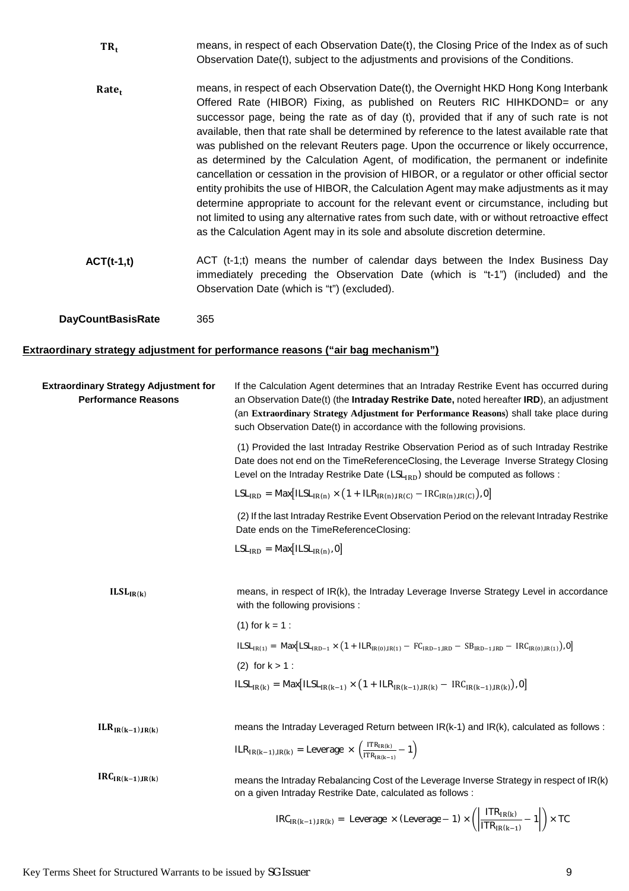| | |
|---|---|
| $\mathbf{TR_t}$ | means, in respect of each Observation Date(t), the Closing Price of the Index as of such Observation Date(t), subject to the adjustments and provisions of the Conditions. |
| $\mathbf{Rate_t}$ | means, in respect of each Observation Date(t), the Overnight HKD Hong Kong Interbank Offered Rate (HIBOR) Fixing, as published on Reuters RIC HIHKDOND= or any successor page, being the rate as of day (t), provided that if any of such rate is not available, then that rate shall be determined by reference to the latest available rate that was published on the relevant Reuters page. Upon the occurrence or likely occurrence, as determined by the Calculation Agent, of modification, the permanent or indefinite cancellation or cessation in the provision of HIBOR, or a regulator or other official sector entity prohibits the use of HIBOR, the Calculation Agent may make adjustments as it may determine appropriate to account for the relevant event or circumstance, including but not limited to using any alternative rates from such date, with or without retroactive effect as the Calculation Agent may in its sole and absolute discretion determine. |
| **ACT(t-1,t)** | ACT (t-1;t) means the number of calendar days between the Index Business Day immediately preceding the Observation Date (which is "t-1") (included) and the Observation Date (which is "t") (excluded). |
| **DayCountBasisRate** | 365 |

**Extraordinary strategy adjustment for performance reasons ("air bag mechanism")**

**Extraordinary Strategy Adjustment for Performance Reasons**

If the Calculation Agent determines that an Intraday Restrike Event has occurred during an Observation Date(t) (the **Intraday Restrike Date,** noted hereafter **IRD**), an adjustment (an **Extraordinary Strategy Adjustment for Performance Reasons**) shall take place during such Observation Date(t) in accordance with the following provisions.

(1) Provided the last Intraday Restrike Observation Period as of such Intraday Restrike Date does not end on the TimeReferenceClosing, the Leverage Inverse Strategy Closing Level on the Intraday Restrike Date ($LSL_{IRD}$) should be computed as follows :

$$LSL_{IRD} = Max\left[ILSL_{IR(n)} \times \left(1 + ILR_{IR(n),IR(C)} - IRC_{IR(n),IR(C)}\right), 0\right]$$

(2) If the last Intraday Restrike Event Observation Period on the relevant Intraday Restrike Date ends on the TimeReferenceClosing:

$$LSL_{IRD} = Max\left[ILSL_{IR(n)}, 0\right]$$

$\mathbf{ILSL_{IR(k)}}$

means, in respect of IR(k), the Intraday Leverage Inverse Strategy Level in accordance with the following provisions :

(1) for k = 1 :

$$ILSL_{IR(1)} = Max\left[LSL_{IRD-1} \times \left(1 + ILR_{IR(0),IR(1)} - FC_{IRD-1,IRD} - SB_{IRD-1,IRD} - IRC_{IR(0),IR(1)}\right), 0\right]$$

(2) for k > 1 :

$$ILSL_{IR(k)} = Max\left[ILSL_{IR(k-1)} \times \left(1 + ILR_{IR(k-1),IR(k)} - IRC_{IR(k-1),IR(k)}\right), 0\right]$$

$\mathbf{ILR_{IR(k-1),IR(k)}}$

means the Intraday Leveraged Return between IR(k-1) and IR(k), calculated as follows :

$$ILR_{IR(k-1),IR(k)} = Leverage \times \left(\frac{ITR_{IR(k)}}{ITR_{IR(k-1)}} - 1\right)$$

$\mathbf{IRC_{IR(k-1),IR(k)}}$

means the Intraday Rebalancing Cost of the Leverage Inverse Strategy in respect of IR(k) on a given Intraday Restrike Date, calculated as follows :

$$IRC_{IR(k-1),IR(k)} = Leverage \times (Leverage - 1) \times \left(\left|\frac{ITR_{IR(k)}}{ITR_{IR(k-1)}} - 1\right|\right) \times TC$$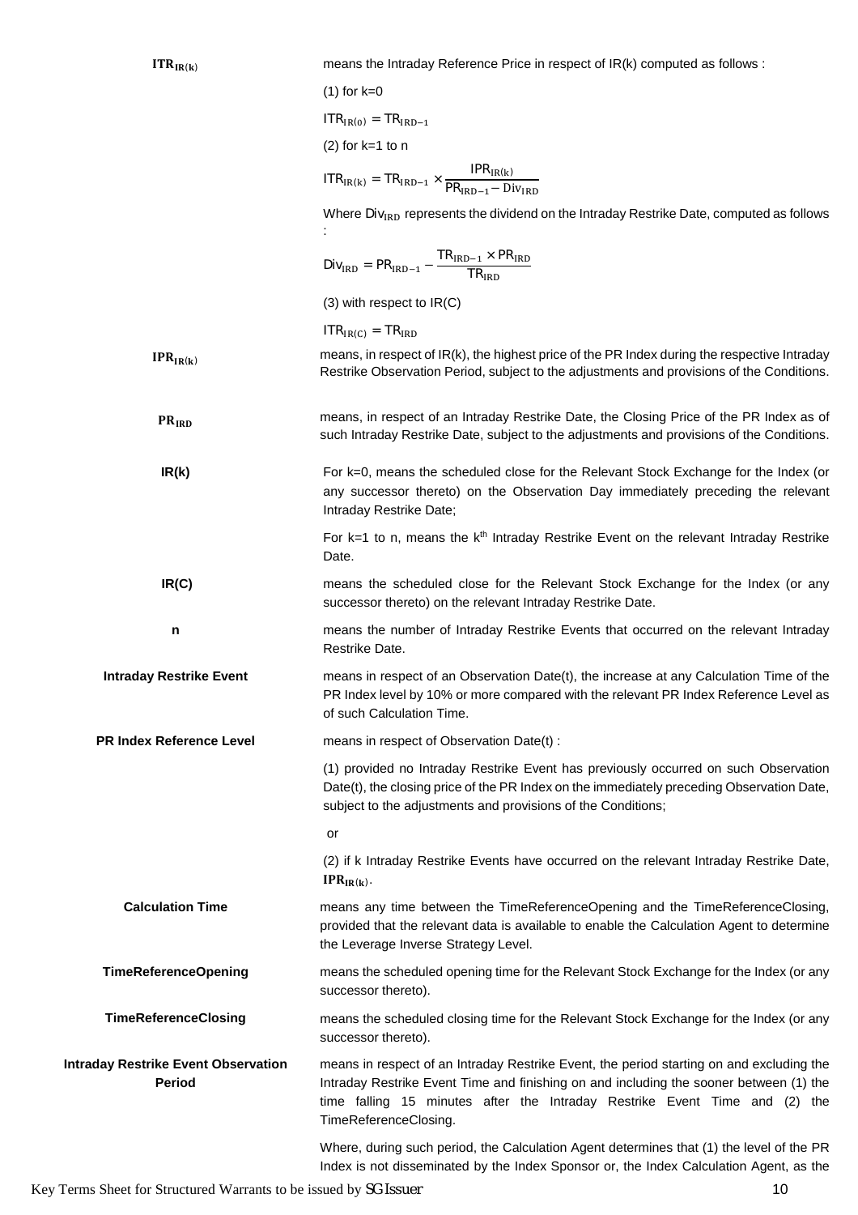| | |
|---|---|
| $\mathbf{ITR_{IR(k)}}$ | means the Intraday Reference Price in respect of IR(k) computed as follows :<br><br>(1) for k=0<br><br>$ITR_{IR(0)} = TR_{IRD-1}$<br><br>(2) for k=1 to n<br><br>$ITR_{IR(k)} = TR_{IRD-1} \times \frac{IPR_{IR(k)}}{PR_{IRD-1} - Div_{IRD}}$<br><br>Where $Div_{IRD}$ represents the dividend on the Intraday Restrike Date, computed as follows :<br><br>$Div_{IRD} = PR_{IRD-1} - \frac{TR_{IRD-1} \times PR_{IRD}}{TR_{IRD}}$<br><br>(3) with respect to IR(C)<br><br>$ITR_{IR(C)} = TR_{IRD}$ |
| $\mathbf{IPR_{IR(k)}}$ | means, in respect of IR(k), the highest price of the PR Index during the respective Intraday Restrike Observation Period, subject to the adjustments and provisions of the Conditions. |
| $\mathbf{PR_{IRD}}$ | means, in respect of an Intraday Restrike Date, the Closing Price of the PR Index as of such Intraday Restrike Date, subject to the adjustments and provisions of the Conditions. |
| **IR(k)** | For k=0, means the scheduled close for the Relevant Stock Exchange for the Index (or any successor thereto) on the Observation Day immediately preceding the relevant Intraday Restrike Date;<br><br>For k=1 to n, means the k[th] Intraday Restrike Event on the relevant Intraday Restrike Date. |
| **IR(C)** | means the scheduled close for the Relevant Stock Exchange for the Index (or any successor thereto) on the relevant Intraday Restrike Date. |
| **n** | means the number of Intraday Restrike Events that occurred on the relevant Intraday Restrike Date. |
| **Intraday Restrike Event** | means in respect of an Observation Date(t), the increase at any Calculation Time of the PR Index level by 10% or more compared with the relevant PR Index Reference Level as of such Calculation Time. |
| **PR Index Reference Level** | means in respect of Observation Date(t) :<br><br>(1) provided no Intraday Restrike Event has previously occurred on such Observation Date(t), the closing price of the PR Index on the immediately preceding Observation Date, subject to the adjustments and provisions of the Conditions;<br><br>or<br><br>(2) if k Intraday Restrike Events have occurred on the relevant Intraday Restrike Date, $\mathbf{IPR_{IR(k)}}$. |
| **Calculation Time** | means any time between the TimeReferenceOpening and the TimeReferenceClosing, provided that the relevant data is available to enable the Calculation Agent to determine the Leverage Inverse Strategy Level. |
| **TimeReferenceOpening** | means the scheduled opening time for the Relevant Stock Exchange for the Index (or any successor thereto). |
| **TimeReferenceClosing** | means the scheduled closing time for the Relevant Stock Exchange for the Index (or any successor thereto). |
| **Intraday Restrike Event Observation Period** | means in respect of an Intraday Restrike Event, the period starting on and excluding the Intraday Restrike Event Time and finishing on and including the sooner between (1) the time falling 15 minutes after the Intraday Restrike Event Time and (2) the TimeReferenceClosing.<br><br>Where, during such period, the Calculation Agent determines that (1) the level of the PR Index is not disseminated by the Index Sponsor or, the Index Calculation Agent, as the |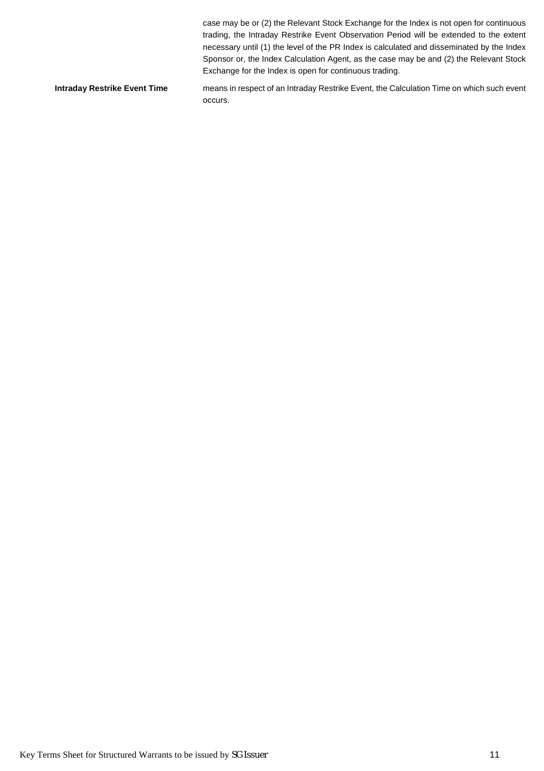case may be or (2) the Relevant Stock Exchange for the Index is not open for continuous trading, the Intraday Restrike Event Observation Period will be extended to the extent necessary until (1) the level of the PR Index is calculated and disseminated by the Index Sponsor or, the Index Calculation Agent, as the case may be and (2) the Relevant Stock Exchange for the Index is open for continuous trading.

| | |
|---|---|
| **Intraday Restrike Event Time** | means in respect of an Intraday Restrike Event, the Calculation Time on which such event occurs. |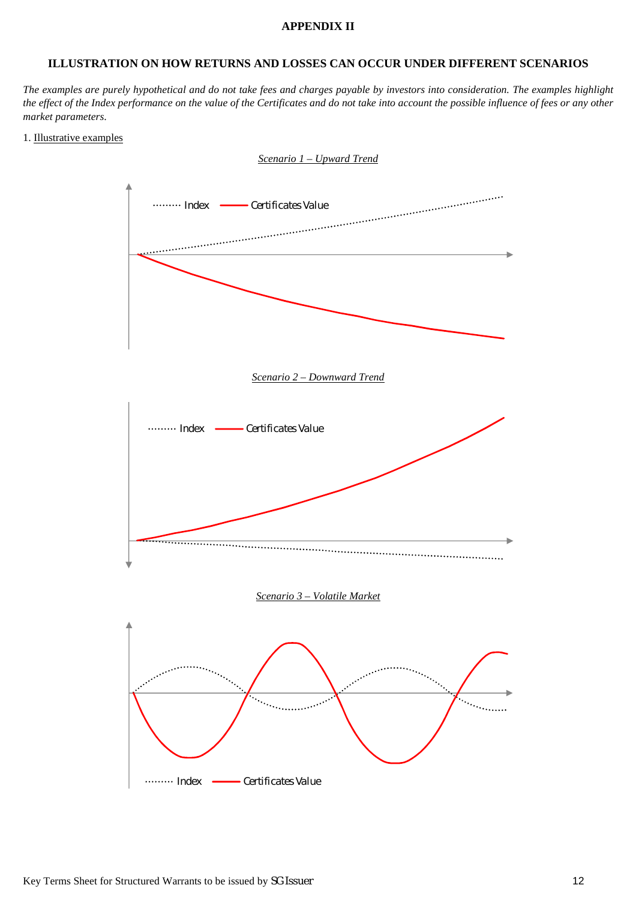**APPENDIX II**

## ILLUSTRATION ON HOW RETURNS AND LOSSES CAN OCCUR UNDER DIFFERENT SCENARIOS

*The examples are purely hypothetical and do not take fees and charges payable by investors into consideration. The examples highlight the effect of the Index performance on the value of the Certificates and do not take into account the possible influence of fees or any other market parameters.*

1. Illustrative examples

*Scenario 1 – Upward Trend*

Index — Certificates Value

*Scenario 2 – Downward Trend*

Index — Certificates Value

*Scenario 3 – Volatile Market*

Index — Certificates Value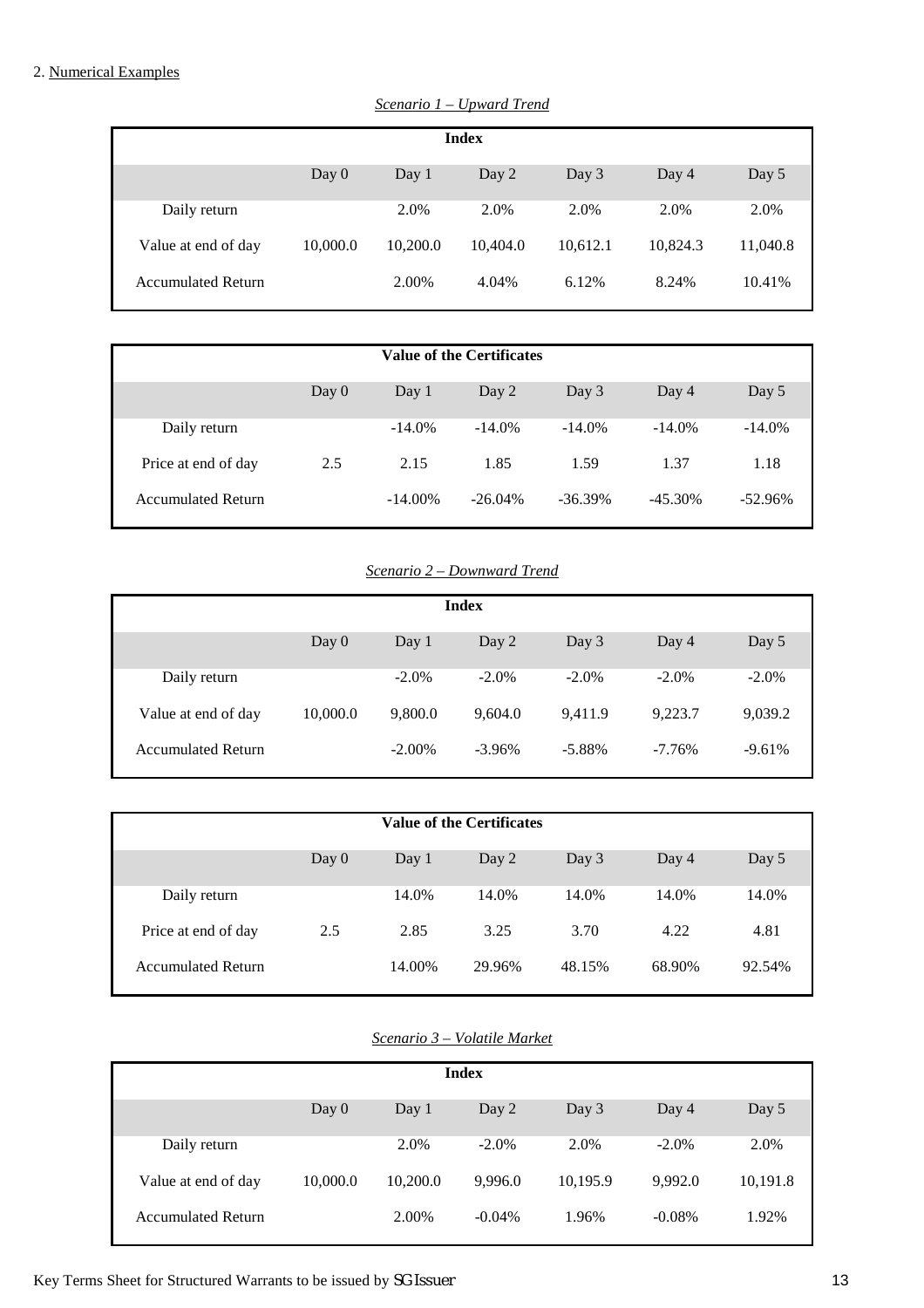2. Numerical Examples

*Scenario 1 – Upward Trend*

| Index | | | | | | |
|---|---|---|---|---|---|---|
| | Day 0 | Day 1 | Day 2 | Day 3 | Day 4 | Day 5 |
| Daily return | | 2.0% | 2.0% | 2.0% | 2.0% | 2.0% |
| Value at end of day | 10,000.0 | 10,200.0 | 10,404.0 | 10,612.1 | 10,824.3 | 11,040.8 |
| Accumulated Return | | 2.00% | 4.04% | 6.12% | 8.24% | 10.41% |

| Value of the Certificates | | | | | | |
|---|---|---|---|---|---|---|
| | Day 0 | Day 1 | Day 2 | Day 3 | Day 4 | Day 5 |
| Daily return | | -14.0% | -14.0% | -14.0% | -14.0% | -14.0% |
| Price at end of day | 2.5 | 2.15 | 1.85 | 1.59 | 1.37 | 1.18 |
| Accumulated Return | | -14.00% | -26.04% | -36.39% | -45.30% | -52.96% |

*Scenario 2 – Downward Trend*

| Index | | | | | | |
|---|---|---|---|---|---|---|
| | Day 0 | Day 1 | Day 2 | Day 3 | Day 4 | Day 5 |
| Daily return | | -2.0% | -2.0% | -2.0% | -2.0% | -2.0% |
| Value at end of day | 10,000.0 | 9,800.0 | 9,604.0 | 9,411.9 | 9,223.7 | 9,039.2 |
| Accumulated Return | | -2.00% | -3.96% | -5.88% | -7.76% | -9.61% |

| Value of the Certificates | | | | | | |
|---|---|---|---|---|---|---|
| | Day 0 | Day 1 | Day 2 | Day 3 | Day 4 | Day 5 |
| Daily return | | 14.0% | 14.0% | 14.0% | 14.0% | 14.0% |
| Price at end of day | 2.5 | 2.85 | 3.25 | 3.70 | 4.22 | 4.81 |
| Accumulated Return | | 14.00% | 29.96% | 48.15% | 68.90% | 92.54% |

*Scenario 3 – Volatile Market*

| Index | | | | | | |
|---|---|---|---|---|---|---|
| | Day 0 | Day 1 | Day 2 | Day 3 | Day 4 | Day 5 |
| Daily return | | 2.0% | -2.0% | 2.0% | -2.0% | 2.0% |
| Value at end of day | 10,000.0 | 10,200.0 | 9,996.0 | 10,195.9 | 9,992.0 | 10,191.8 |
| Accumulated Return | | 2.00% | -0.04% | 1.96% | -0.08% | 1.92% |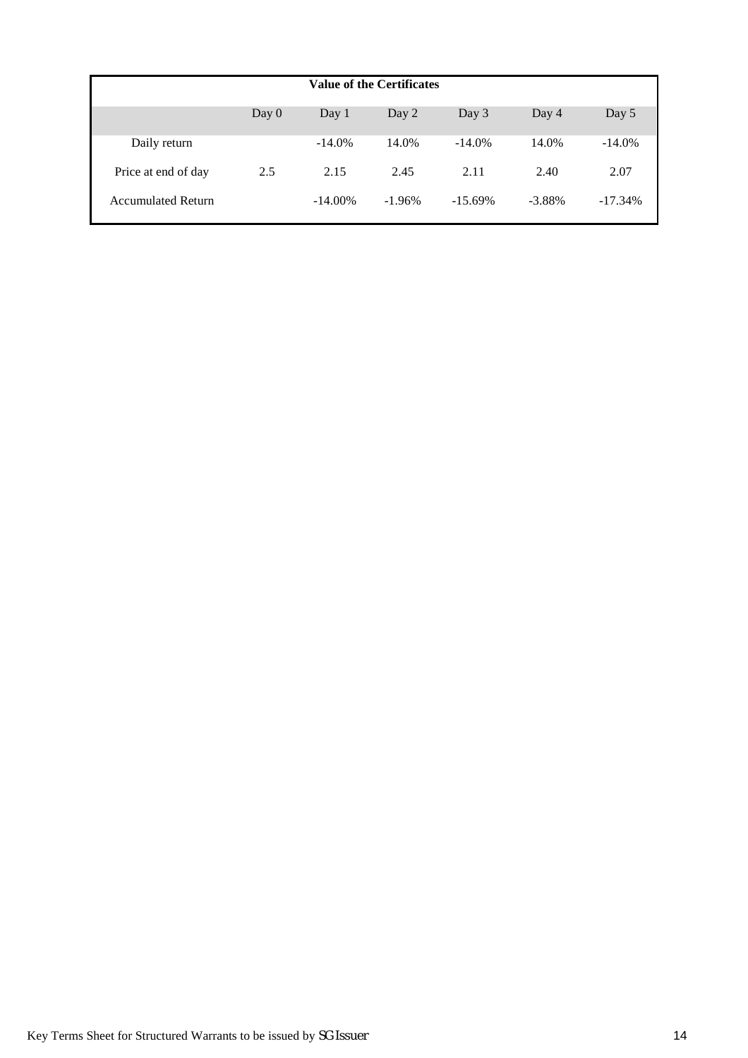| Value of the Certificates | | | | | | |
|---|---|---|---|---|---|---|
| | Day 0 | Day 1 | Day 2 | Day 3 | Day 4 | Day 5 |
| Daily return | | -14.0% | 14.0% | -14.0% | 14.0% | -14.0% |
| Price at end of day | 2.5 | 2.15 | 2.45 | 2.11 | 2.40 | 2.07 |
| Accumulated Return | | -14.00% | -1.96% | -15.69% | -3.88% | -17.34% |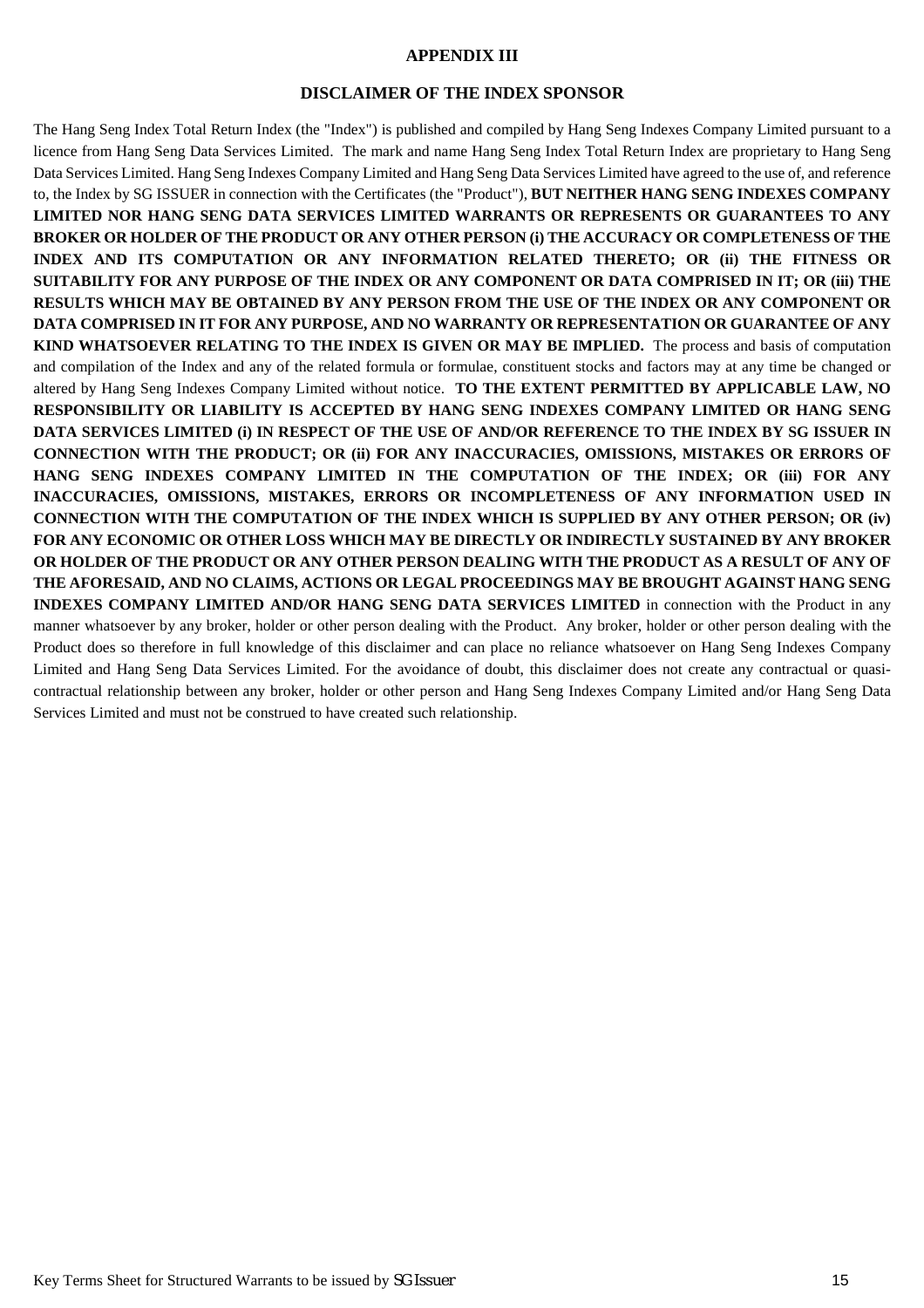# APPENDIX III

## DISCLAIMER OF THE INDEX SPONSOR

The Hang Seng Index Total Return Index (the "Index") is published and compiled by Hang Seng Indexes Company Limited pursuant to a licence from Hang Seng Data Services Limited. The mark and name Hang Seng Index Total Return Index are proprietary to Hang Seng Data Services Limited. Hang Seng Indexes Company Limited and Hang Seng Data Services Limited have agreed to the use of, and reference to, the Index by SG ISSUER in connection with the Certificates (the "Product"), **BUT NEITHER HANG SENG INDEXES COMPANY LIMITED NOR HANG SENG DATA SERVICES LIMITED WARRANTS OR REPRESENTS OR GUARANTEES TO ANY BROKER OR HOLDER OF THE PRODUCT OR ANY OTHER PERSON (i) THE ACCURACY OR COMPLETENESS OF THE INDEX AND ITS COMPUTATION OR ANY INFORMATION RELATED THERETO; OR (ii) THE FITNESS OR SUITABILITY FOR ANY PURPOSE OF THE INDEX OR ANY COMPONENT OR DATA COMPRISED IN IT; OR (iii) THE RESULTS WHICH MAY BE OBTAINED BY ANY PERSON FROM THE USE OF THE INDEX OR ANY COMPONENT OR DATA COMPRISED IN IT FOR ANY PURPOSE, AND NO WARRANTY OR REPRESENTATION OR GUARANTEE OF ANY KIND WHATSOEVER RELATING TO THE INDEX IS GIVEN OR MAY BE IMPLIED.** The process and basis of computation and compilation of the Index and any of the related formula or formulae, constituent stocks and factors may at any time be changed or altered by Hang Seng Indexes Company Limited without notice. **TO THE EXTENT PERMITTED BY APPLICABLE LAW, NO RESPONSIBILITY OR LIABILITY IS ACCEPTED BY HANG SENG INDEXES COMPANY LIMITED OR HANG SENG DATA SERVICES LIMITED (i) IN RESPECT OF THE USE OF AND/OR REFERENCE TO THE INDEX BY SG ISSUER IN CONNECTION WITH THE PRODUCT; OR (ii) FOR ANY INACCURACIES, OMISSIONS, MISTAKES OR ERRORS OF HANG SENG INDEXES COMPANY LIMITED IN THE COMPUTATION OF THE INDEX; OR (iii) FOR ANY INACCURACIES, OMISSIONS, MISTAKES, ERRORS OR INCOMPLETENESS OF ANY INFORMATION USED IN CONNECTION WITH THE COMPUTATION OF THE INDEX WHICH IS SUPPLIED BY ANY OTHER PERSON; OR (iv) FOR ANY ECONOMIC OR OTHER LOSS WHICH MAY BE DIRECTLY OR INDIRECTLY SUSTAINED BY ANY BROKER OR HOLDER OF THE PRODUCT OR ANY OTHER PERSON DEALING WITH THE PRODUCT AS A RESULT OF ANY OF THE AFORESAID, AND NO CLAIMS, ACTIONS OR LEGAL PROCEEDINGS MAY BE BROUGHT AGAINST HANG SENG INDEXES COMPANY LIMITED AND/OR HANG SENG DATA SERVICES LIMITED** in connection with the Product in any manner whatsoever by any broker, holder or other person dealing with the Product. Any broker, holder or other person dealing with the Product does so therefore in full knowledge of this disclaimer and can place no reliance whatsoever on Hang Seng Indexes Company Limited and Hang Seng Data Services Limited. For the avoidance of doubt, this disclaimer does not create any contractual or quasi-contractual relationship between any broker, holder or other person and Hang Seng Indexes Company Limited and/or Hang Seng Data Services Limited and must not be construed to have created such relationship.